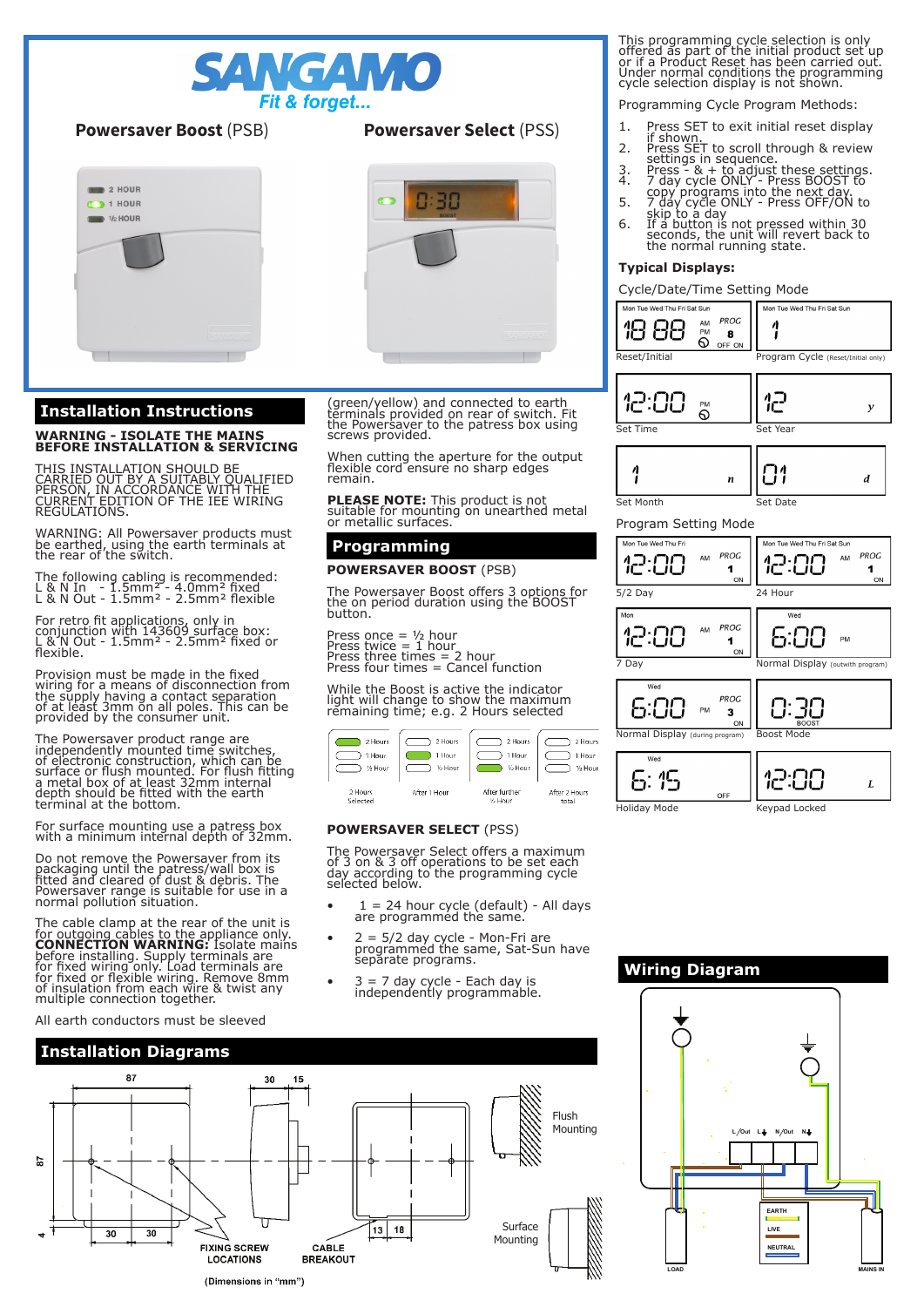SANGAMO
*Fit & forget...*

**Powersaver Boost** (PSB)

**Powersaver Select** (PSS)

## Installation Instructions

**WARNING - ISOLATE THE MAINS BEFORE INSTALLATION & SERVICING**

THIS INSTALLATION SHOULD BE CARRIED OUT BY A SUITABLY QUALIFIED PERSON, IN ACCORDANCE WITH THE CURRENT EDITION OF THE IEE WIRING REGULATIONS.

WARNING: All Powersaver products must be earthed, using the earth terminals at the rear of the switch.

The following cabling is recommended:
L & N In - 1.5mm² - 4.0mm² fixed
L & N Out - 1.5mm² - 2.5mm² flexible

For retro fit applications, only in conjunction with 143609 surface box:
L & N Out - 1.5mm² - 2.5mm² fixed or flexible.

Provision must be made in the fixed wiring for a means of disconnection from the supply having a contact separation of at least 3mm on all poles. This can be provided by the consumer unit.

The Powersaver product range are independently mounted time switches, of electronic construction, which can be surface or flush mounted. For flush fitting a metal box of at least 32mm internal depth should be fitted with the earth terminal at the bottom.

For surface mounting use a patress box with a minimum internal depth of 32mm.

Do not remove the Powersaver from its packaging until the patress/wall box is fitted and cleared of dust & debris. The Powersaver range is suitable for use in a normal pollution situation.

The cable clamp at the rear of the unit is for outgoing cables to the appliance only. **CONNECTION WARNING:** Isolate mains before installing. Supply terminals are for fixed wiring only. Load terminals are for fixed or flexible wiring. Remove 8mm of insulation from each wire & twist any multiple connection together.

All earth conductors must be sleeved

(green/yellow) and connected to earth terminals provided on rear of switch. Fit the Powersaver to the patress box using screws provided.

When cutting the aperture for the output flexible cord ensure no sharp edges remain.

**PLEASE NOTE:** This product is not suitable for mounting on unearthed metal or metallic surfaces.

## Programming

**POWERSAVER BOOST** (PSB)

The Powersaver Boost offers 3 options for the on period duration using the BOOST button.

Press once = ½ hour
Press twice = 1 hour
Press three times = 2 hour
Press four times = Cancel function

While the Boost is active the indicator light will change to show the maximum remaining time; e.g. 2 Hours selected

2 Hours Selected — After 1 Hour — After further ½ Hour — After 2 Hours total

**POWERSAVER SELECT** (PSS)

The Powersaver Select offers a maximum of 3 on & 3 off operations to be set each day according to the programming cycle selected below.

- 1 = 24 hour cycle (default) - All days are programmed the same.
- 2 = 5/2 day cycle - Mon-Fri are programmed the same, Sat-Sun have separate programs.
- 3 = 7 day cycle - Each day is independently programmable.

This programming cycle selection is only offered as part of the initial product set up or if a Product Reset has been carried out. Under normal conditions the programming cycle selection display is not shown.

Programming Cycle Program Methods:

1. Press SET to exit initial reset display if shown.
2. Press SET to scroll through & review settings in sequence.
3. Press - & + to adjust these settings.
4. 7 day cycle ONLY - Press BOOST to copy programs into the next day.
5. 7 day cycle ONLY - Press OFF/ON to skip to a day
6. If a button is not pressed within 30 seconds, the unit will revert back to the normal running state.

**Typical Displays:**

Cycle/Date/Time Setting Mode

Reset/Initial — Program Cycle (Reset/Initial only)

Set Time — Set Year

Set Month — Set Date

Program Setting Mode

5/2 Day — 24 Hour

7 Day — Normal Display (outwith program)

Normal Display (during program) — Boost Mode

Holiday Mode — Keypad Locked

## Installation Diagrams

FIXING SCREW LOCATIONS

CABLE BREAKOUT

Flush Mounting

Surface Mounting

(Dimensions in "mm")

## Wiring Diagram

L/Out L N/Out N

EARTH

LIVE

NEUTRAL

LOAD

MAINS IN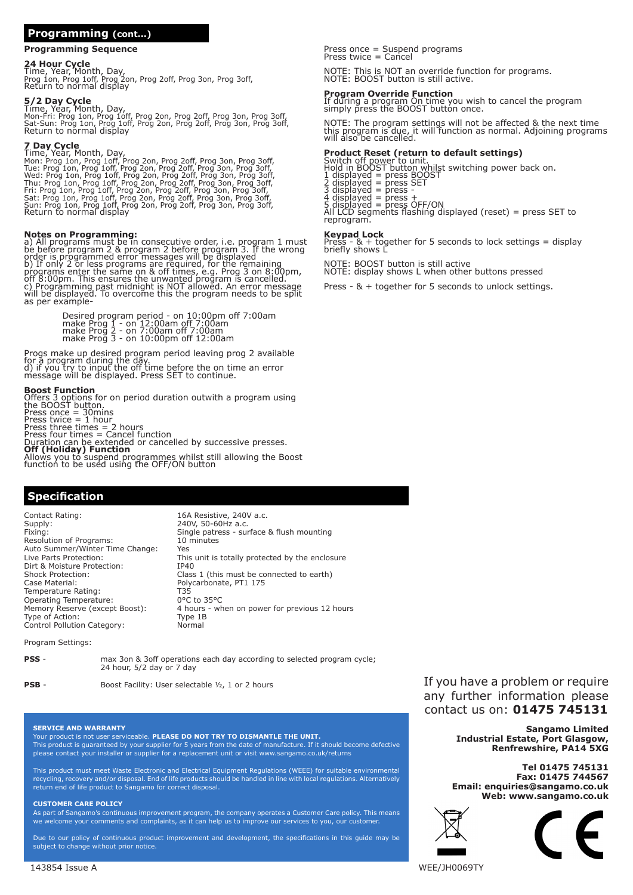## Programming (cont...)

### Programming Sequence

**24 Hour Cycle**
Time, Year, Month, Day,
Prog 1on, Prog 1off, Prog 2on, Prog 2off, Prog 3on, Prog 3off,
Return to normal display

**5/2 Day Cycle**
Time, Year, Month, Day,
Mon-Fri: Prog 1on, Prog 1off, Prog 2on, Prog 2off, Prog 3on, Prog 3off,
Sat-Sun: Prog 1on, Prog 1off, Prog 2on, Prog 2off, Prog 3on, Prog 3off,
Return to normal display

**7 Day Cycle**
Time, Year, Month, Day,
Mon: Prog 1on, Prog 1off, Prog 2on, Prog 2off, Prog 3on, Prog 3off,
Tue: Prog 1on, Prog 1off, Prog 2on, Prog 2off, Prog 3on, Prog 3off,
Wed: Prog 1on, Prog 1off, Prog 2on, Prog 2off, Prog 3on, Prog 3off,
Thu: Prog 1on, Prog 1off, Prog 2on, Prog 2off, Prog 3on, Prog 3off,
Fri: Prog 1on, Prog 1off, Prog 2on, Prog 2off, Prog 3on, Prog 3off,
Sat: Prog 1on, Prog 1off, Prog 2on, Prog 2off, Prog 3on, Prog 3off,
Sun: Prog 1on, Prog 1off, Prog 2on, Prog 2off, Prog 3on, Prog 3off,
Return to normal display

**Notes on Programming:**
a) All programs must be in consecutive order, i.e. program 1 must be before program 2 & program 2 before program 3. If the wrong order is programmed error messages will be displayed
b) If only 2 or less programs are required, for the remaining programs enter the same on & off times, e.g. Prog 3 on 8:00pm, off 8:00pm. This ensures the unwanted program is cancelled.
c) Programming past midnight is NOT allowed. An error message will be displayed. To overcome this the program needs to be split as per example-

Desired program period - on 10:00pm off 7:00am
make Prog 1 - on 12:00am off 7:00am
make Prog 2 - on 7:00am off 7:00am
make Prog 3 - on 10:00pm off 12:00am

Progs make up desired program period leaving prog 2 available for a program during the day.
d) if you try to input the off time before the on time an error message will be displayed. Press SET to continue.

**Boost Function**
Offers 3 options for on period duration outwith a program using the BOOST button.
Press once = 30mins
Press twice = 1 hour
Press three times = 2 hours
Press four times = Cancel function
Duration can be extended or cancelled by successive presses.

**Off (Holiday) Function**
Allows you to suspend programmes whilst still allowing the Boost function to be used using the OFF/ON button

Press once = Suspend programs
Press twice = Cancel

NOTE: This is NOT an override function for programs.
NOTE: BOOST button is still active.

**Program Override Function**
If during a program On time you wish to cancel the program simply press the BOOST button once.

NOTE: The program settings will not be affected & the next time this program is due, it will function as normal. Adjoining programs will also be cancelled.

**Product Reset (return to default settings)**
Switch off power to unit.
Hold in BOOST button whilst switching power back on.
1 displayed = press BOOST
2 displayed = press SET
3 displayed = press -
4 displayed = press +
5 displayed = press OFF/ON
All LCD segments flashing displayed (reset) = press SET to reprogram.

**Keypad Lock**
Press - & + together for 5 seconds to lock settings = display briefly shows L

NOTE: BOOST button is still active
NOTE: display shows L when other buttons pressed

Press - & + together for 5 seconds to unlock settings.

## Specification

| | |
|---|---|
| Contact Rating: | 16A Resistive, 240V a.c. |
| Supply: | 240V, 50-60Hz a.c. |
| Fixing: | Single patress - surface & flush mounting |
| Resolution of Programs: | 10 minutes |
| Auto Summer/Winter Time Change: | Yes |
| Live Parts Protection: | This unit is totally protected by the enclosure |
| Dirt & Moisture Protection: | IP40 |
| Shock Protection: | Class 1 (this must be connected to earth) |
| Case Material: | Polycarbonate, PT1 175 |
| Temperature Rating: | T35 |
| Operating Temperature: | 0°C to 35°C |
| Memory Reserve (except Boost): | 4 hours - when on power for previous 12 hours |
| Type of Action: | Type 1B |
| Control Pollution Category: | Normal |

Program Settings:

**PSS** - max 3on & 3off operations each day according to selected program cycle; 24 hour, 5/2 day or 7 day

**PSB** - Boost Facility: User selectable ½, 1 or 2 hours

**SERVICE AND WARRANTY**
Your product is not user serviceable. **PLEASE DO NOT TRY TO DISMANTLE THE UNIT.**
This product is guaranteed by your supplier for 5 years from the date of manufacture. If it should become defective please contact your installer or supplier for a replacement unit or visit www.sangamo.co.uk/returns

This product must meet Waste Electronic and Electrical Equipment Regulations (WEEE) for suitable environmental recycling, recovery and/or disposal. End of life products should be handled in line with local regulations. Alternatively return end of life product to Sangamo for correct disposal.

**CUSTOMER CARE POLICY**
As part of Sangamo's continuous improvement program, the company operates a Customer Care policy. This means we welcome your comments and complaints, as it can help us to improve our services to you, our customer.

Due to our policy of continuous product improvement and development, the specifications in this guide may be subject to change without prior notice.

If you have a problem or require any further information please contact us on: **01475 745131**

**Sangamo Limited**
**Industrial Estate, Port Glasgow,**
**Renfrewshire, PA14 5XG**

**Tel 01475 745131**
**Fax: 01475 744567**
**Email: enquiries@sangamo.co.uk**
**Web: www.sangamo.co.uk**

143854 Issue A

WEE/JH0069TY